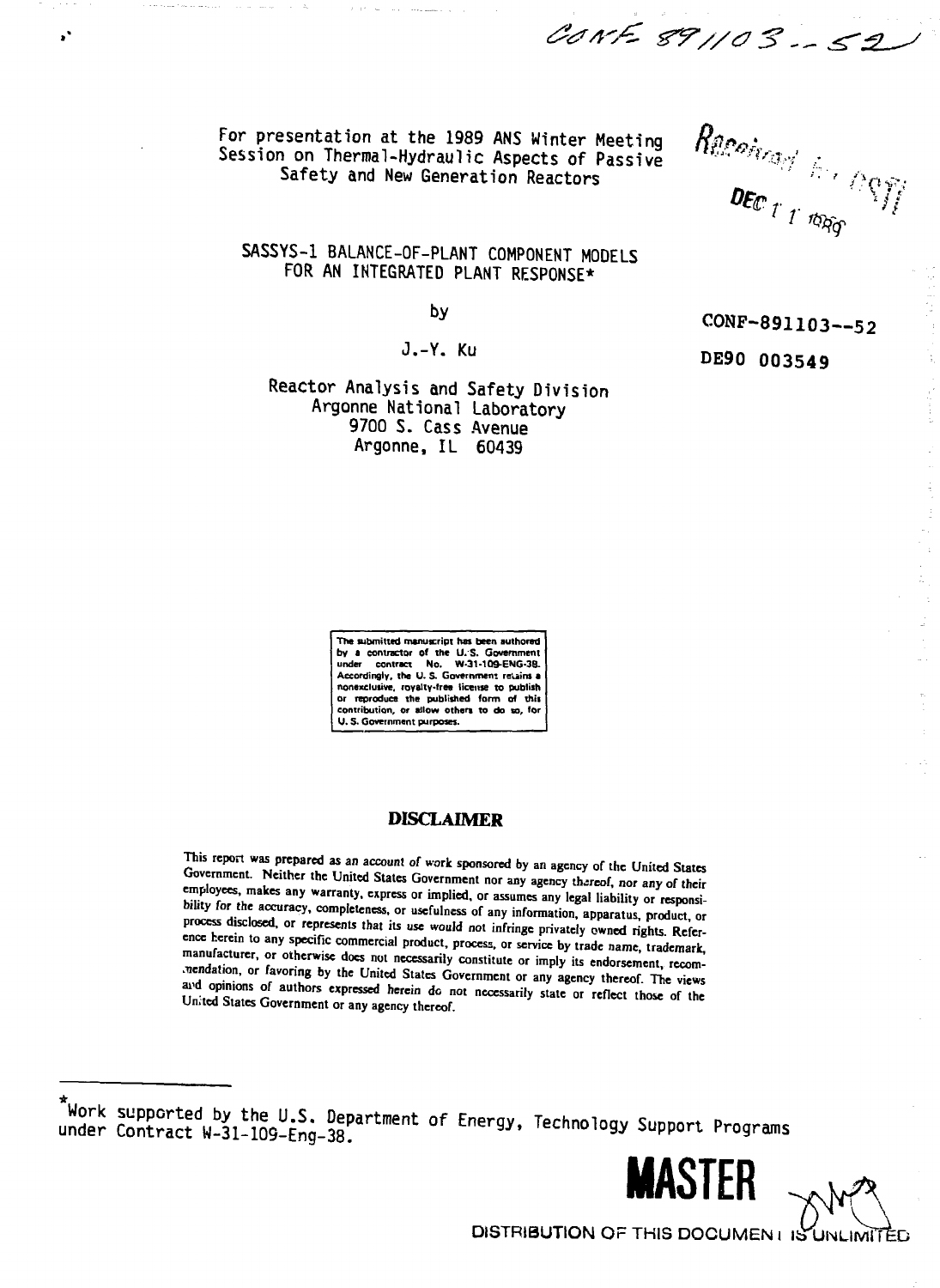CONF-891103--52

For presentation at the 1989 ANS Winter Meeting
Session on Thermal-Hydraulic Aspects of Passive
Safety and New Generation Reactors

Received by OSTI
DEC 11 1989

# SASSYS-1 BALANCE-OF-PLANT COMPONENT MODELS FOR AN INTEGRATED PLANT RESPONSE*

by

J.-Y. Ku

CONF-891103--52

DE90 003549

Reactor Analysis and Safety Division
Argonne National Laboratory
9700 S. Cass Avenue
Argonne, IL 60439

The submitted manuscript has been authored by a contractor of the U.S. Government under contract No. W-31-109-ENG-38. Accordingly, the U.S. Government retains a nonexclusive, royalty-free license to publish or reproduce the published form of this contribution, or allow others to do so, for U.S. Government purposes.

## DISCLAIMER

This report was prepared as an account of work sponsored by an agency of the United States Government. Neither the United States Government nor any agency thereof, nor any of their employees, makes any warranty, express or implied, or assumes any legal liability or responsibility for the accuracy, completeness, or usefulness of any information, apparatus, product, or process disclosed, or represents that its use would not infringe privately owned rights. Reference herein to any specific commercial product, process, or service by trade name, trademark, manufacturer, or otherwise does not necessarily constitute or imply its endorsement, recommendation, or favoring by the United States Government or any agency thereof. The views and opinions of authors expressed herein do not necessarily state or reflect those of the United States Government or any agency thereof.

---

*Work supported by the U.S. Department of Energy, Technology Support Programs under Contract W-31-109-Eng-38.

**MASTER**

DISTRIBUTION OF THIS DOCUMENT IS UNLIMITED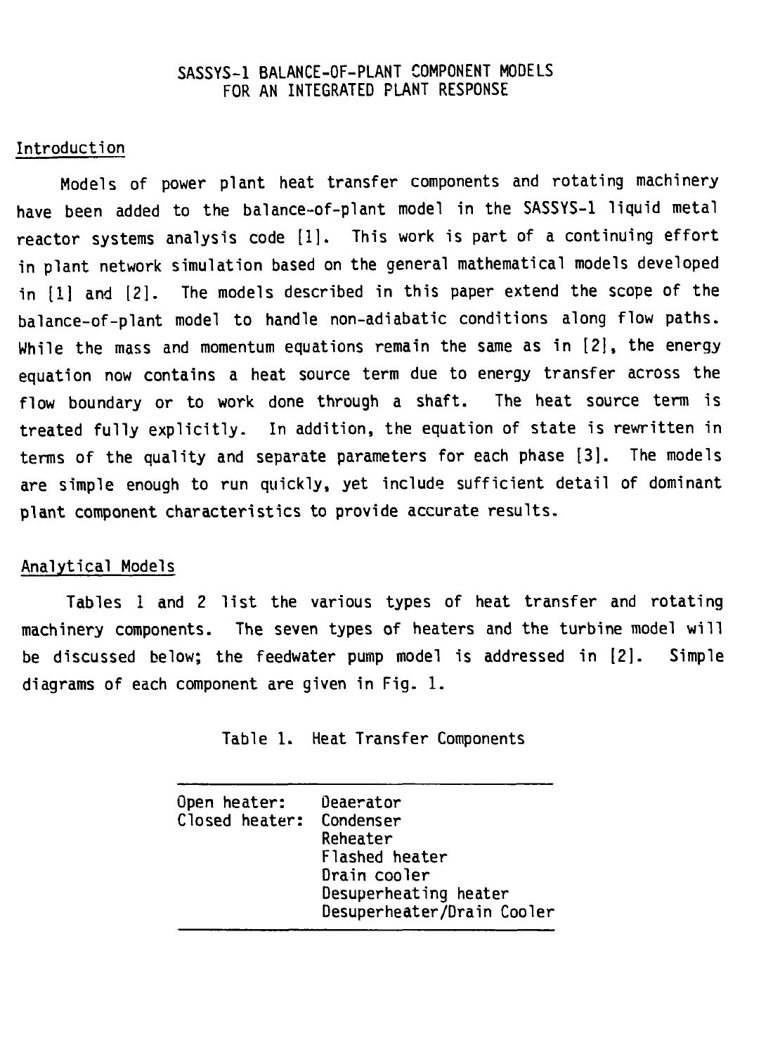# SASSYS-1 BALANCE-OF-PLANT COMPONENT MODELS FOR AN INTEGRATED PLANT RESPONSE

## Introduction

Models of power plant heat transfer components and rotating machinery have been added to the balance-of-plant model in the SASSYS-1 liquid metal reactor systems analysis code [1]. This work is part of a continuing effort in plant network simulation based on the general mathematical models developed in [1] and [2]. The models described in this paper extend the scope of the balance-of-plant model to handle non-adiabatic conditions along flow paths. While the mass and momentum equations remain the same as in [2], the energy equation now contains a heat source term due to energy transfer across the flow boundary or to work done through a shaft. The heat source term is treated fully explicitly. In addition, the equation of state is rewritten in terms of the quality and separate parameters for each phase [3]. The models are simple enough to run quickly, yet include sufficient detail of dominant plant component characteristics to provide accurate results.

## Analytical Models

Tables 1 and 2 list the various types of heat transfer and rotating machinery components. The seven types of heaters and the turbine model will be discussed below; the feedwater pump model is addressed in [2]. Simple diagrams of each component are given in Fig. 1.

Table 1. Heat Transfer Components

| | |
|---|---|
| Open heater: | Deaerator |
| Closed heater: | Condenser |
| | Reheater |
| | Flashed heater |
| | Drain cooler |
| | Desuperheating heater |
| | Desuperheater/Drain Cooler |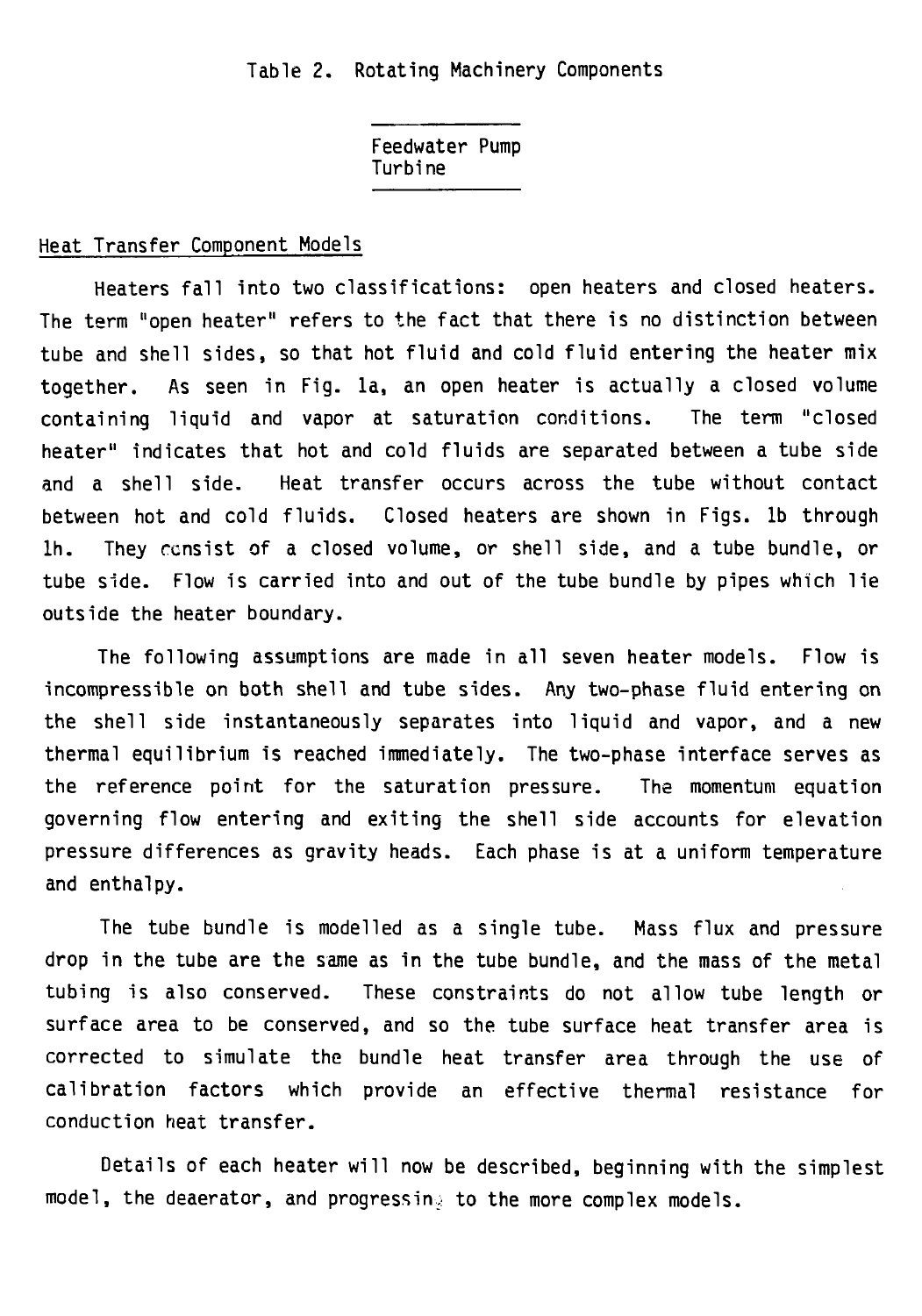Table 2. Rotating Machinery Components

| |
|---|
| Feedwater Pump |
| Turbine |

## Heat Transfer Component Models

Heaters fall into two classifications: open heaters and closed heaters. The term "open heater" refers to the fact that there is no distinction between tube and shell sides, so that hot fluid and cold fluid entering the heater mix together. As seen in Fig. 1a, an open heater is actually a closed volume containing liquid and vapor at saturation conditions. The term "closed heater" indicates that hot and cold fluids are separated between a tube side and a shell side. Heat transfer occurs across the tube without contact between hot and cold fluids. Closed heaters are shown in Figs. 1b through 1h. They consist of a closed volume, or shell side, and a tube bundle, or tube side. Flow is carried into and out of the tube bundle by pipes which lie outside the heater boundary.

The following assumptions are made in all seven heater models. Flow is incompressible on both shell and tube sides. Any two-phase fluid entering on the shell side instantaneously separates into liquid and vapor, and a new thermal equilibrium is reached immediately. The two-phase interface serves as the reference point for the saturation pressure. The momentum equation governing flow entering and exiting the shell side accounts for elevation pressure differences as gravity heads. Each phase is at a uniform temperature and enthalpy.

The tube bundle is modelled as a single tube. Mass flux and pressure drop in the tube are the same as in the tube bundle, and the mass of the metal tubing is also conserved. These constraints do not allow tube length or surface area to be conserved, and so the tube surface heat transfer area is corrected to simulate the bundle heat transfer area through the use of calibration factors which provide an effective thermal resistance for conduction heat transfer.

Details of each heater will now be described, beginning with the simplest model, the deaerator, and progressing to the more complex models.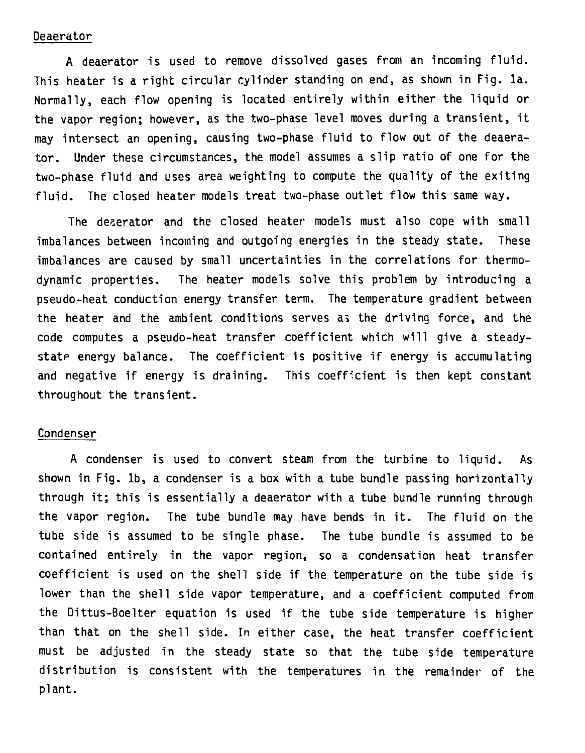### Deaerator

A deaerator is used to remove dissolved gases from an incoming fluid. This heater is a right circular cylinder standing on end, as shown in Fig. 1a. Normally, each flow opening is located entirely within either the liquid or the vapor region; however, as the two-phase level moves during a transient, it may intersect an opening, causing two-phase fluid to flow out of the deaerator. Under these circumstances, the model assumes a slip ratio of one for the two-phase fluid and uses area weighting to compute the quality of the exiting fluid. The closed heater models treat two-phase outlet flow this same way.

The deaerator and the closed heater models must also cope with small imbalances between incoming and outgoing energies in the steady state. These imbalances are caused by small uncertainties in the correlations for thermodynamic properties. The heater models solve this problem by introducing a pseudo-heat conduction energy transfer term. The temperature gradient between the heater and the ambient conditions serves as the driving force, and the code computes a pseudo-heat transfer coefficient which will give a steady-state energy balance. The coefficient is positive if energy is accumulating and negative if energy is draining. This coefficient is then kept constant throughout the transient.

### Condenser

A condenser is used to convert steam from the turbine to liquid. As shown in Fig. 1b, a condenser is a box with a tube bundle passing horizontally through it; this is essentially a deaerator with a tube bundle running through the vapor region. The tube bundle may have bends in it. The fluid on the tube side is assumed to be single phase. The tube bundle is assumed to be contained entirely in the vapor region, so a condensation heat transfer coefficient is used on the shell side if the temperature on the tube side is lower than the shell side vapor temperature, and a coefficient computed from the Dittus-Boelter equation is used if the tube side temperature is higher than that on the shell side. In either case, the heat transfer coefficient must be adjusted in the steady state so that the tube side temperature distribution is consistent with the temperatures in the remainder of the plant.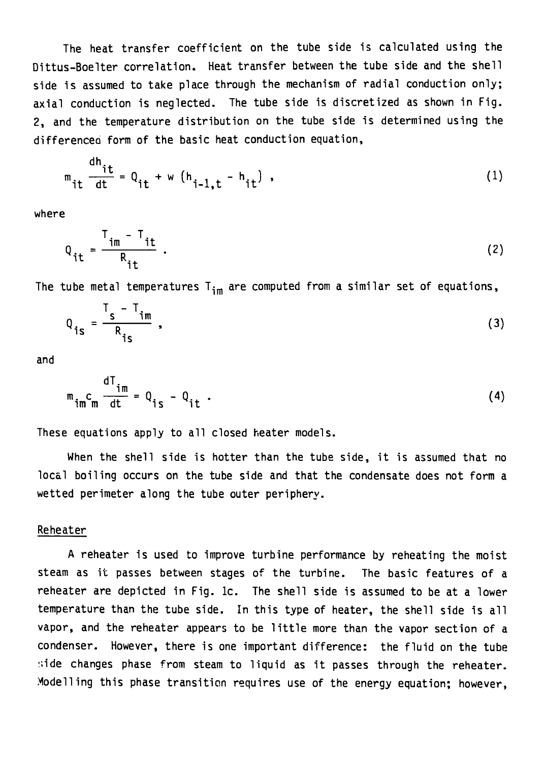The heat transfer coefficient on the tube side is calculated using the Dittus-Boelter correlation. Heat transfer between the tube side and the shell side is assumed to take place through the mechanism of radial conduction only; axial conduction is neglected. The tube side is discretized as shown in Fig. 2, and the temperature distribution on the tube side is determined using the differenced form of the basic heat conduction equation,

$$m_{it} \frac{dh_{it}}{dt} = Q_{it} + w \left(h_{i-1,t} - h_{it}\right) , \tag{1}$$

where

$$Q_{it} = \frac{T_{im} - T_{it}}{R_{it}} . \tag{2}$$

The tube metal temperatures $T_{im}$ are computed from a similar set of equations,

$$Q_{is} = \frac{T_s - T_{im}}{R_{is}} , \tag{3}$$

and

$$m_{im} c_m \frac{dT_{im}}{dt} = Q_{is} - Q_{it} . \tag{4}$$

These equations apply to all closed heater models.

When the shell side is hotter than the tube side, it is assumed that no local boiling occurs on the tube side and that the condensate does not form a wetted perimeter along the tube outer periphery.

## Reheater

A reheater is used to improve turbine performance by reheating the moist steam as it passes between stages of the turbine. The basic features of a reheater are depicted in Fig. 1c. The shell side is assumed to be at a lower temperature than the tube side. In this type of heater, the shell side is all vapor, and the reheater appears to be little more than the vapor section of a condenser. However, there is one important difference: the fluid on the tube side changes phase from steam to liquid as it passes through the reheater. Modelling this phase transition requires use of the energy equation; however,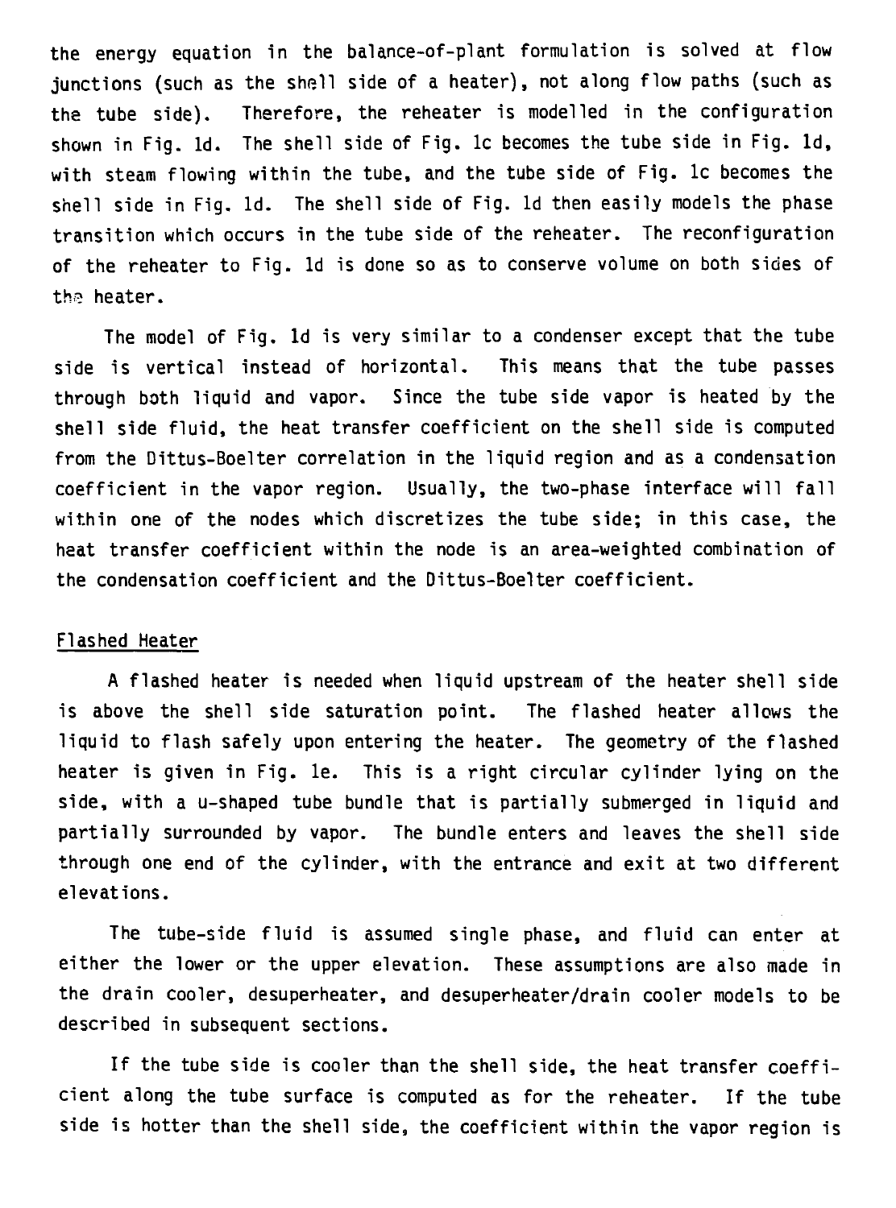the energy equation in the balance-of-plant formulation is solved at flow junctions (such as the shell side of a heater), not along flow paths (such as the tube side). Therefore, the reheater is modelled in the configuration shown in Fig. 1d. The shell side of Fig. 1c becomes the tube side in Fig. 1d, with steam flowing within the tube, and the tube side of Fig. 1c becomes the shell side in Fig. 1d. The shell side of Fig. 1d then easily models the phase transition which occurs in the tube side of the reheater. The reconfiguration of the reheater to Fig. 1d is done so as to conserve volume on both sides of the heater.

The model of Fig. 1d is very similar to a condenser except that the tube side is vertical instead of horizontal. This means that the tube passes through both liquid and vapor. Since the tube side vapor is heated by the shell side fluid, the heat transfer coefficient on the shell side is computed from the Dittus-Boelter correlation in the liquid region and as a condensation coefficient in the vapor region. Usually, the two-phase interface will fall within one of the nodes which discretizes the tube side; in this case, the heat transfer coefficient within the node is an area-weighted combination of the condensation coefficient and the Dittus-Boelter coefficient.

## Flashed Heater

A flashed heater is needed when liquid upstream of the heater shell side is above the shell side saturation point. The flashed heater allows the liquid to flash safely upon entering the heater. The geometry of the flashed heater is given in Fig. 1e. This is a right circular cylinder lying on the side, with a u-shaped tube bundle that is partially submerged in liquid and partially surrounded by vapor. The bundle enters and leaves the shell side through one end of the cylinder, with the entrance and exit at two different elevations.

The tube-side fluid is assumed single phase, and fluid can enter at either the lower or the upper elevation. These assumptions are also made in the drain cooler, desuperheater, and desuperheater/drain cooler models to be described in subsequent sections.

If the tube side is cooler than the shell side, the heat transfer coefficient along the tube surface is computed as for the reheater. If the tube side is hotter than the shell side, the coefficient within the vapor region is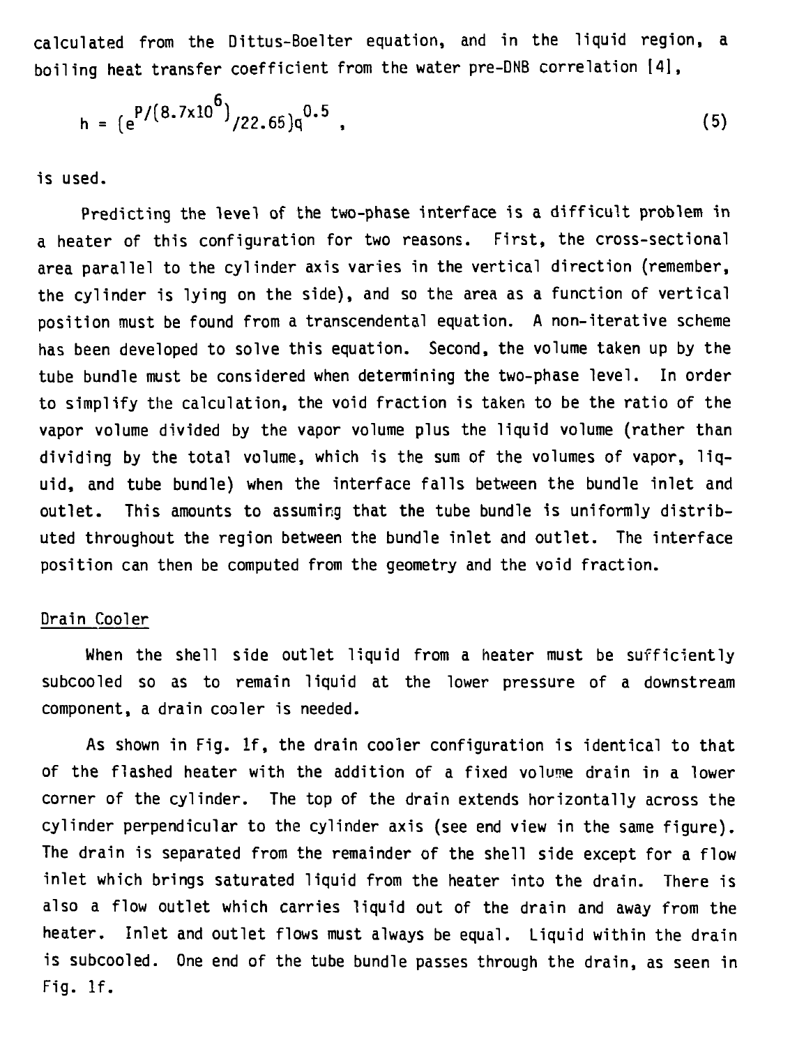calculated from the Dittus-Boelter equation, and in the liquid region, a boiling heat transfer coefficient from the water pre-DNB correlation [4],

$$h = (e^{P/(8.7 \times 10^6)}/22.65)q^{0.5} , \tag{5}$$

is used.

Predicting the level of the two-phase interface is a difficult problem in a heater of this configuration for two reasons. First, the cross-sectional area parallel to the cylinder axis varies in the vertical direction (remember, the cylinder is lying on the side), and so the area as a function of vertical position must be found from a transcendental equation. A non-iterative scheme has been developed to solve this equation. Second, the volume taken up by the tube bundle must be considered when determining the two-phase level. In order to simplify the calculation, the void fraction is taken to be the ratio of the vapor volume divided by the vapor volume plus the liquid volume (rather than dividing by the total volume, which is the sum of the volumes of vapor, liquid, and tube bundle) when the interface falls between the bundle inlet and outlet. This amounts to assuming that the tube bundle is uniformly distributed throughout the region between the bundle inlet and outlet. The interface position can then be computed from the geometry and the void fraction.

## Drain Cooler

When the shell side outlet liquid from a heater must be sufficiently subcooled so as to remain liquid at the lower pressure of a downstream component, a drain cooler is needed.

As shown in Fig. 1f, the drain cooler configuration is identical to that of the flashed heater with the addition of a fixed volume drain in a lower corner of the cylinder. The top of the drain extends horizontally across the cylinder perpendicular to the cylinder axis (see end view in the same figure). The drain is separated from the remainder of the shell side except for a flow inlet which brings saturated liquid from the heater into the drain. There is also a flow outlet which carries liquid out of the drain and away from the heater. Inlet and outlet flows must always be equal. Liquid within the drain is subcooled. One end of the tube bundle passes through the drain, as seen in Fig. 1f.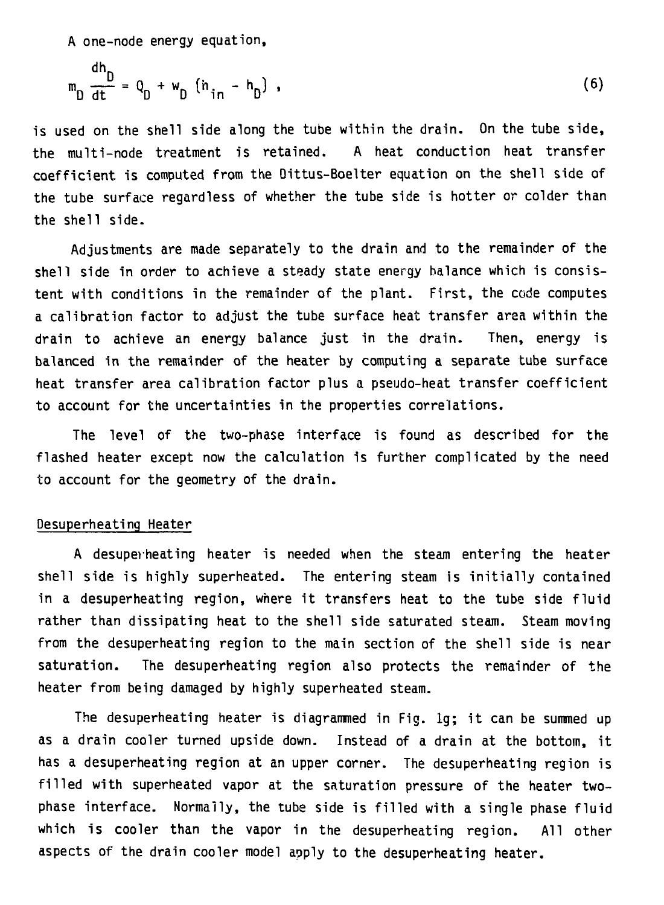A one-node energy equation,

$$m_D \frac{dh_D}{dt} = Q_D + w_D \left(h_{in} - h_D\right) , \tag{6}$$

is used on the shell side along the tube within the drain. On the tube side, the multi-node treatment is retained. A heat conduction heat transfer coefficient is computed from the Dittus-Boelter equation on the shell side of the tube surface regardless of whether the tube side is hotter or colder than the shell side.

Adjustments are made separately to the drain and to the remainder of the shell side in order to achieve a steady state energy balance which is consistent with conditions in the remainder of the plant. First, the code computes a calibration factor to adjust the tube surface heat transfer area within the drain to achieve an energy balance just in the drain. Then, energy is balanced in the remainder of the heater by computing a separate tube surface heat transfer area calibration factor plus a pseudo-heat transfer coefficient to account for the uncertainties in the properties correlations.

The level of the two-phase interface is found as described for the flashed heater except now the calculation is further complicated by the need to account for the geometry of the drain.

## Desuperheating Heater

A desuperheating heater is needed when the steam entering the heater shell side is highly superheated. The entering steam is initially contained in a desuperheating region, where it transfers heat to the tube side fluid rather than dissipating heat to the shell side saturated steam. Steam moving from the desuperheating region to the main section of the shell side is near saturation. The desuperheating region also protects the remainder of the heater from being damaged by highly superheated steam.

The desuperheating heater is diagrammed in Fig. 1g; it can be summed up as a drain cooler turned upside down. Instead of a drain at the bottom, it has a desuperheating region at an upper corner. The desuperheating region is filled with superheated vapor at the saturation pressure of the heater two-phase interface. Normally, the tube side is filled with a single phase fluid which is cooler than the vapor in the desuperheating region. All other aspects of the drain cooler model apply to the desuperheating heater.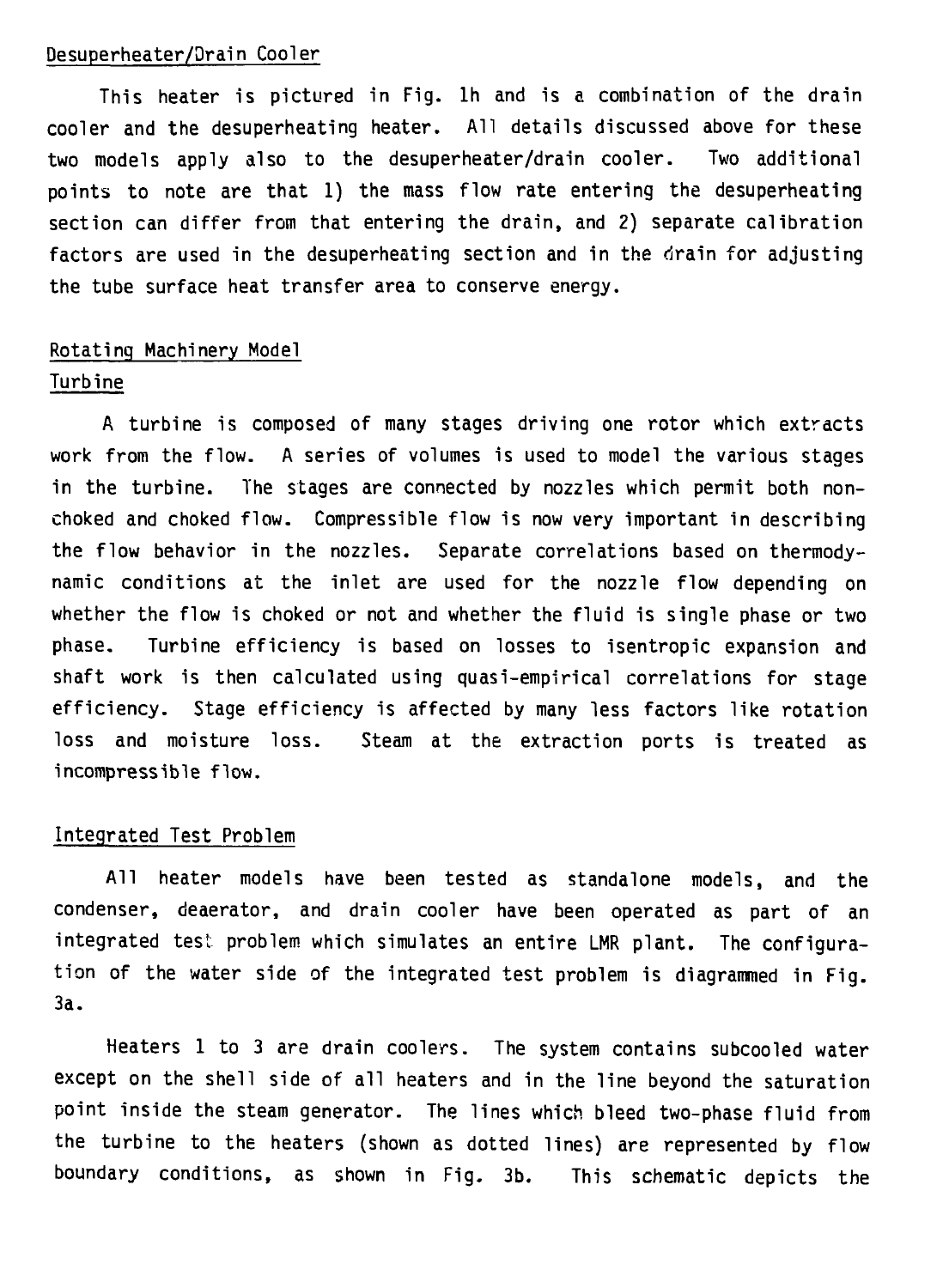## Desuperheater/Drain Cooler

This heater is pictured in Fig. 1h and is a combination of the drain cooler and the desuperheating heater. All details discussed above for these two models apply also to the desuperheater/drain cooler. Two additional points to note are that 1) the mass flow rate entering the desuperheating section can differ from that entering the drain, and 2) separate calibration factors are used in the desuperheating section and in the drain for adjusting the tube surface heat transfer area to conserve energy.

## Rotating Machinery Model

### Turbine

A turbine is composed of many stages driving one rotor which extracts work from the flow. A series of volumes is used to model the various stages in the turbine. The stages are connected by nozzles which permit both non-choked and choked flow. Compressible flow is now very important in describing the flow behavior in the nozzles. Separate correlations based on thermodynamic conditions at the inlet are used for the nozzle flow depending on whether the flow is choked or not and whether the fluid is single phase or two phase. Turbine efficiency is based on losses to isentropic expansion and shaft work is then calculated using quasi-empirical correlations for stage efficiency. Stage efficiency is affected by many less factors like rotation loss and moisture loss. Steam at the extraction ports is treated as incompressible flow.

## Integrated Test Problem

All heater models have been tested as standalone models, and the condenser, deaerator, and drain cooler have been operated as part of an integrated test problem which simulates an entire LMR plant. The configuration of the water side of the integrated test problem is diagrammed in Fig. 3a.

Heaters 1 to 3 are drain coolers. The system contains subcooled water except on the shell side of all heaters and in the line beyond the saturation point inside the steam generator. The lines which bleed two-phase fluid from the turbine to the heaters (shown as dotted lines) are represented by flow boundary conditions, as shown in Fig. 3b. This schematic depicts the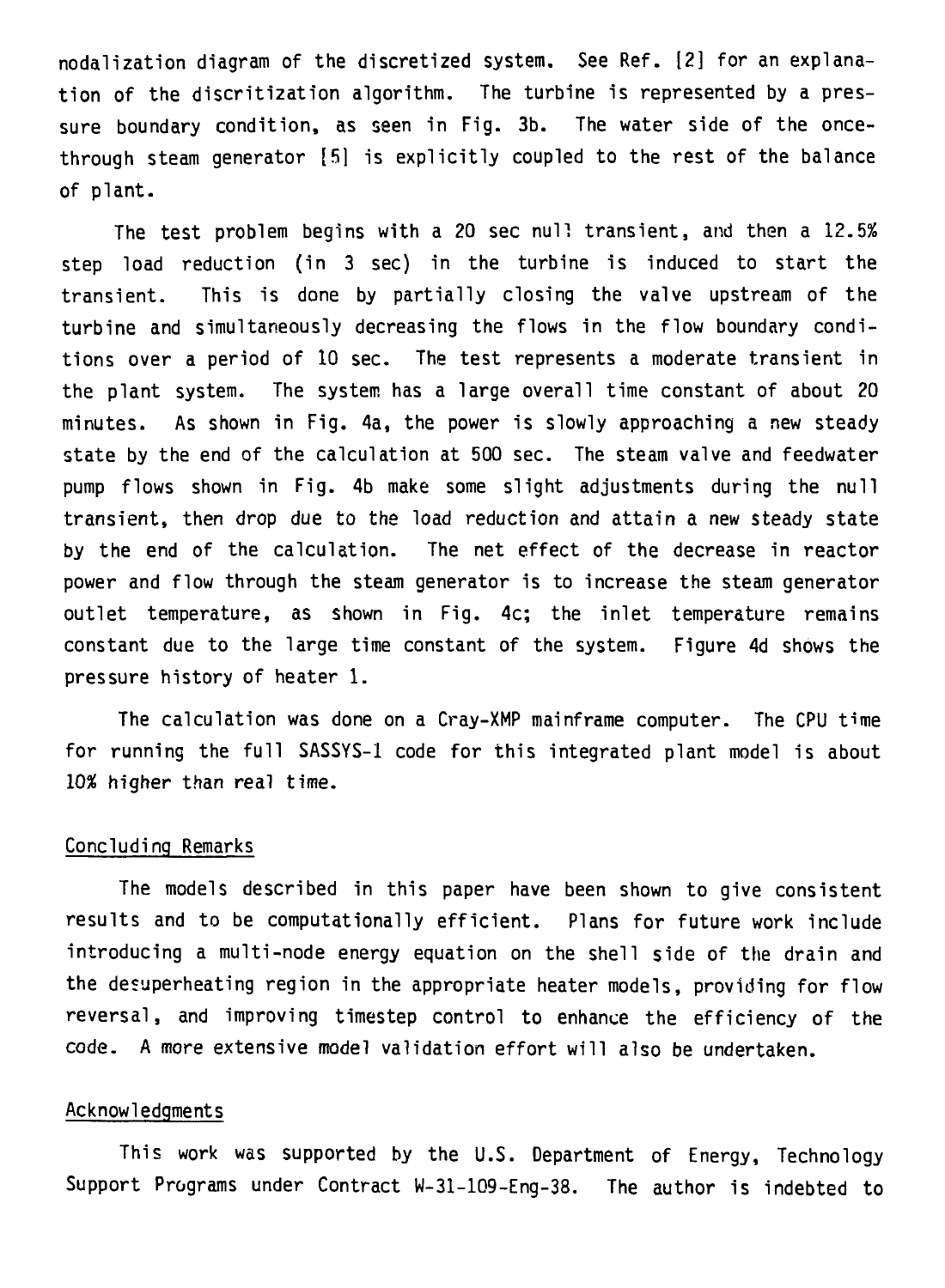nodalization diagram of the discretized system. See Ref. [2] for an explanation of the discritization algorithm. The turbine is represented by a pressure boundary condition, as seen in Fig. 3b. The water side of the once-through steam generator [5] is explicitly coupled to the rest of the balance of plant.

The test problem begins with a 20 sec null transient, and then a 12.5% step load reduction (in 3 sec) in the turbine is induced to start the transient. This is done by partially closing the valve upstream of the turbine and simultaneously decreasing the flows in the flow boundary conditions over a period of 10 sec. The test represents a moderate transient in the plant system. The system has a large overall time constant of about 20 minutes. As shown in Fig. 4a, the power is slowly approaching a new steady state by the end of the calculation at 500 sec. The steam valve and feedwater pump flows shown in Fig. 4b make some slight adjustments during the null transient, then drop due to the load reduction and attain a new steady state by the end of the calculation. The net effect of the decrease in reactor power and flow through the steam generator is to increase the steam generator outlet temperature, as shown in Fig. 4c; the inlet temperature remains constant due to the large time constant of the system. Figure 4d shows the pressure history of heater 1.

The calculation was done on a Cray-XMP mainframe computer. The CPU time for running the full SASSYS-1 code for this integrated plant model is about 10% higher than real time.

## Concluding Remarks

The models described in this paper have been shown to give consistent results and to be computationally efficient. Plans for future work include introducing a multi-node energy equation on the shell side of the drain and the desuperheating region in the appropriate heater models, providing for flow reversal, and improving timestep control to enhance the efficiency of the code. A more extensive model validation effort will also be undertaken.

## Acknowledgments

This work was supported by the U.S. Department of Energy, Technology Support Programs under Contract W-31-109-Eng-38. The author is indebted to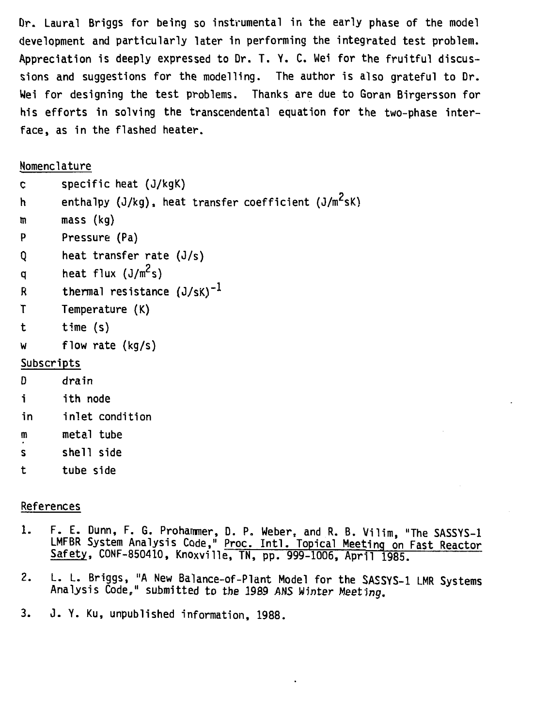Dr. Laural Briggs for being so instrumental in the early phase of the model development and particularly later in performing the integrated test problem. Appreciation is deeply expressed to Dr. T. Y. C. Wei for the fruitful discussions and suggestions for the modelling. The author is also grateful to Dr. Wei for designing the test problems. Thanks are due to Goran Birgersson for his efforts in solving the transcendental equation for the two-phase interface, as in the flashed heater.

## Nomenclature

| | |
|---|---|
| c | specific heat (J/kgK) |
| h | enthalpy (J/kg), heat transfer coefficient ($J/m^2sK$) |
| m | mass (kg) |
| P | Pressure (Pa) |
| Q | heat transfer rate (J/s) |
| q | heat flux ($J/m^2s$) |
| R | thermal resistance $(J/sK)^{-1}$ |
| T | Temperature (K) |
| t | time (s) |
| w | flow rate (kg/s) |

## Subscripts

| | |
|---|---|
| D | drain |
| i | ith node |
| in | inlet condition |
| m | metal tube |
| s | shell side |
| t | tube side |

## References

1. F. E. Dunn, F. G. Prohammer, D. P. Weber, and R. B. Vilim, "The SASSYS-1 LMFBR System Analysis Code," Proc. Intl. Topical Meeting on Fast Reactor Safety, CONF-850410, Knoxville, TN, pp. 999-1006, April 1985.

2. L. L. Briggs, "A New Balance-of-Plant Model for the SASSYS-1 LMR Systems Analysis Code," submitted to the *1989 ANS Winter Meeting*.

3. J. Y. Ku, unpublished information, 1988.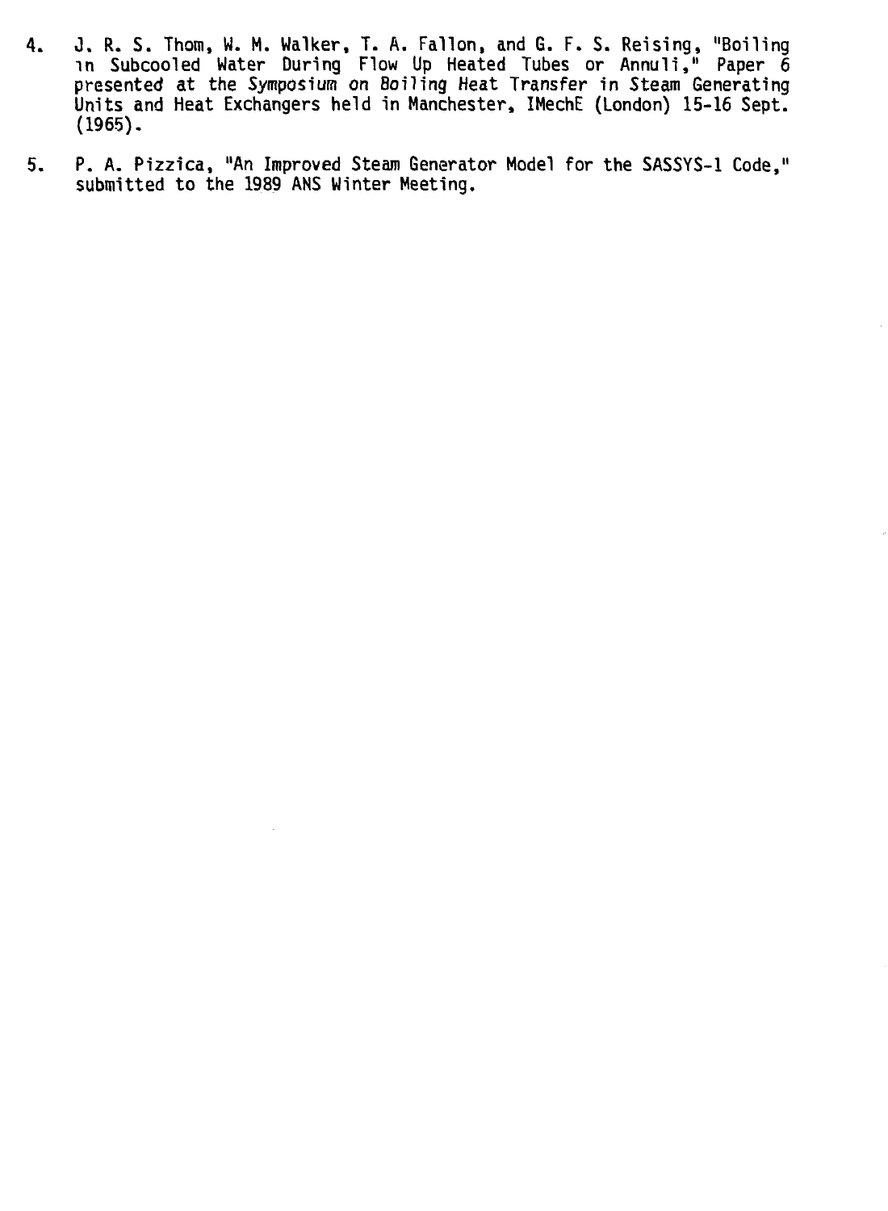4. J. R. S. Thom, W. M. Walker, T. A. Fallon, and G. F. S. Reising, "Boiling in Subcooled Water During Flow Up Heated Tubes or Annuli," Paper 6 presented at the *Symposium on Boiling Heat Transfer in Steam Generating Units and Heat Exchangers* held in Manchester, IMechE (London) 15-16 Sept. (1965).

5. P. A. Pizzica, "An Improved Steam Generator Model for the SASSYS-1 Code," submitted to the 1989 ANS Winter Meeting.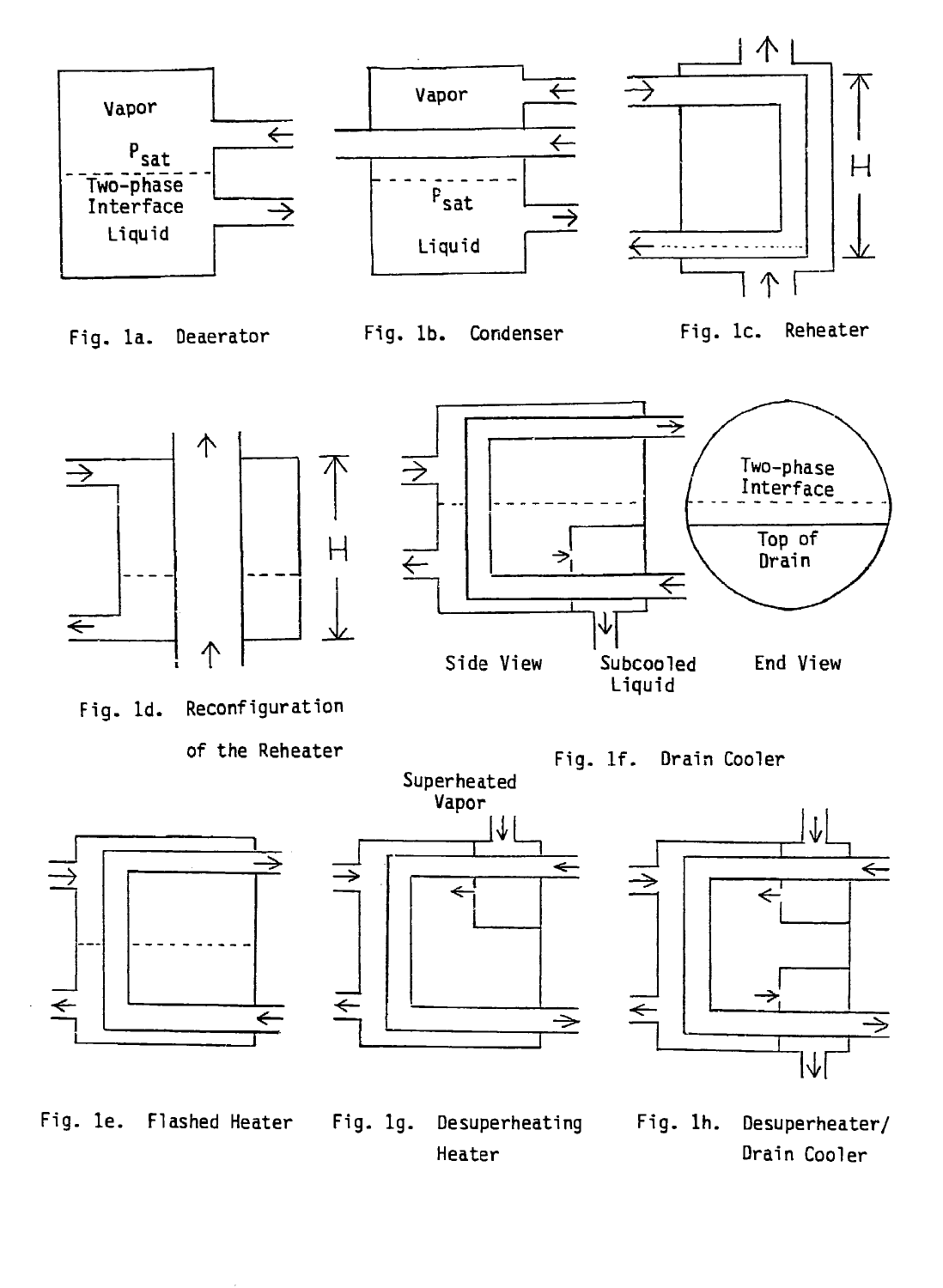Vapor

$P_{sat}$

Two-phase Interface

Liquid

Fig. 1a. Deaerator

Vapor

$P_{sat}$

Liquid

Fig. 1b. Condenser

H

Fig. 1c. Reheater

H

Fig. 1d. Reconfiguration of the Reheater

Two-phase Interface

Top of Drain

Side View

Subcooled Liquid

End View

Fig. 1f. Drain Cooler

Fig. 1e. Flashed Heater

Superheated Vapor

Fig. 1g. Desuperheating Heater

Fig. 1h. Desuperheater/ Drain Cooler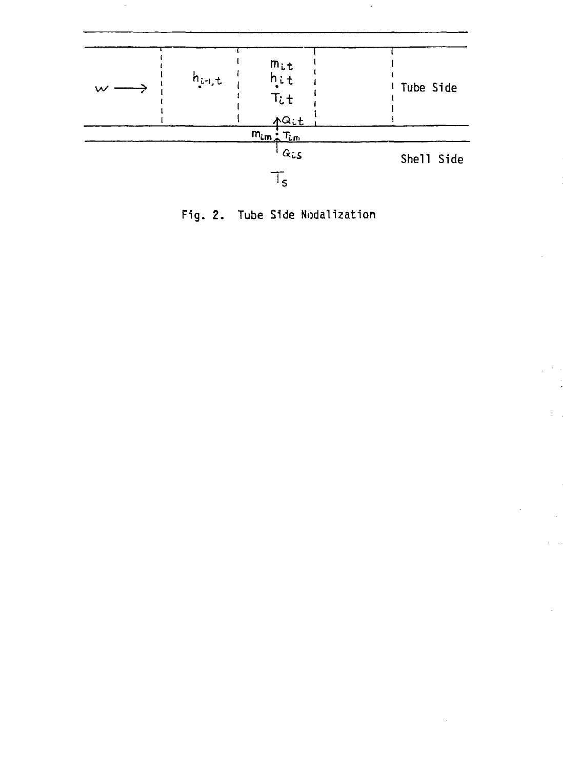Fig. 2. Tube Side Nodalization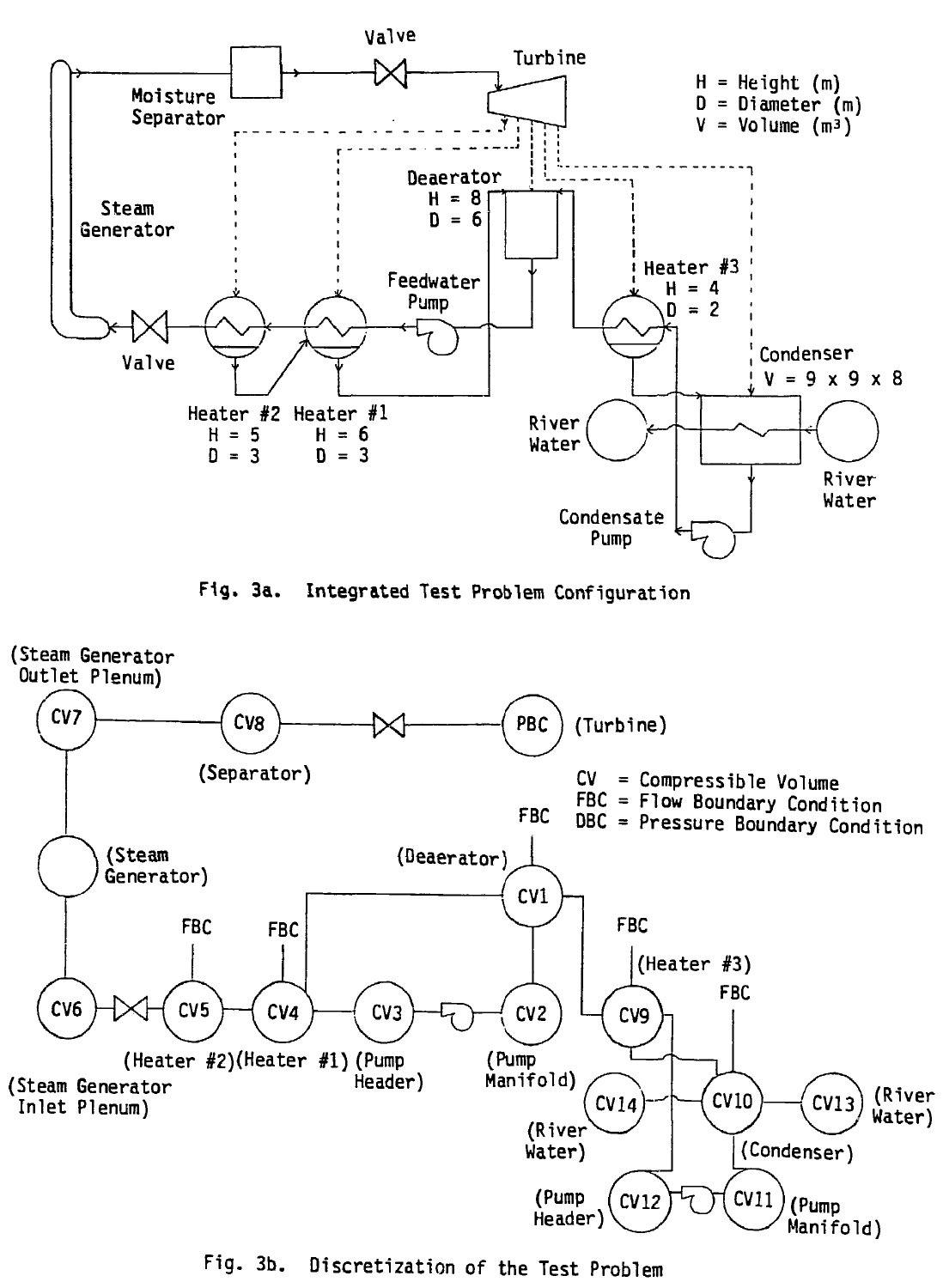Fig. 3a. Integrated Test Problem Configuration

Fig. 3b. Discretization of the Test Problem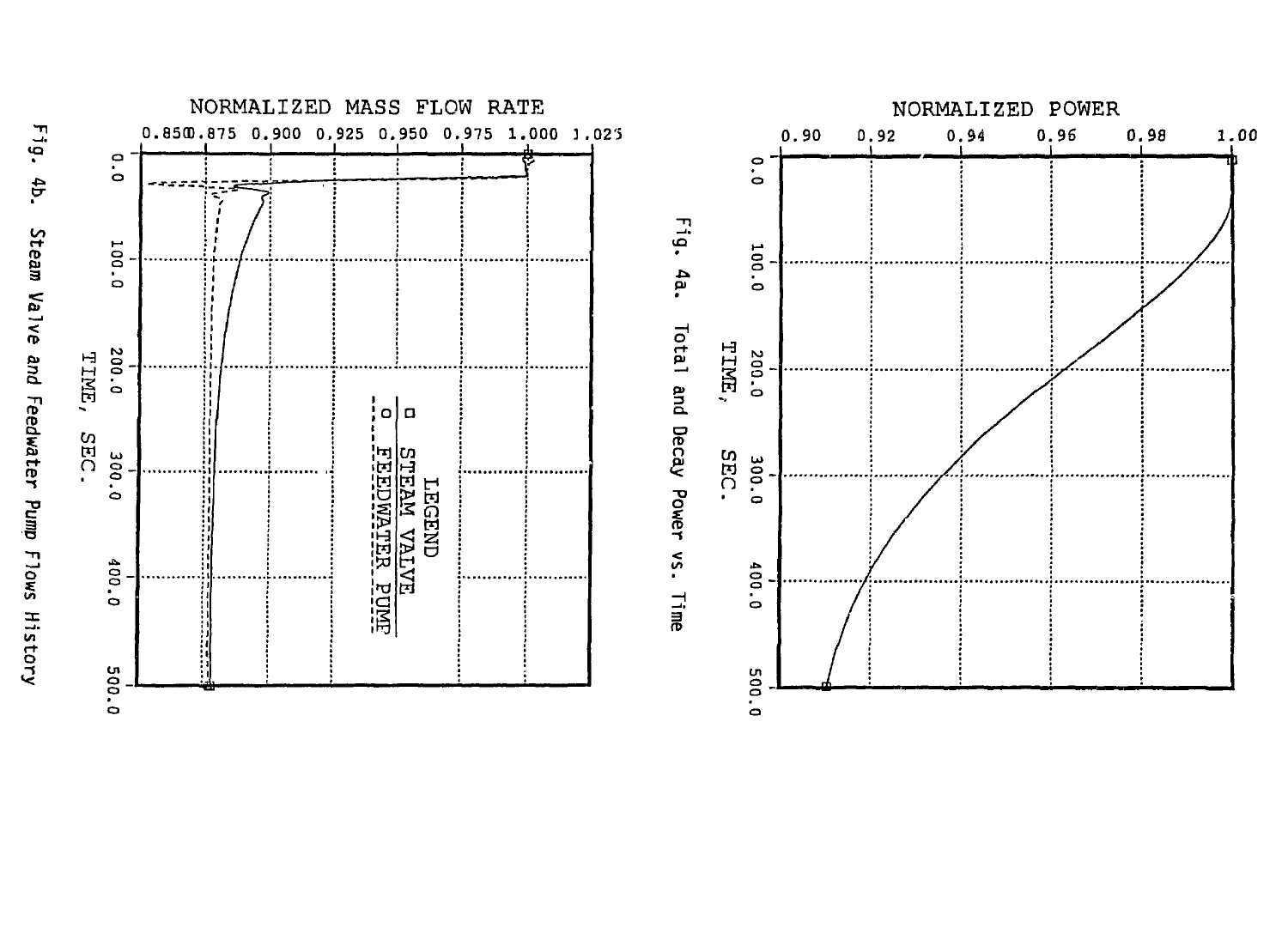Fig. 4a. Total and Decay Power vs. Time

Fig. 4b. Steam Valve and Feedwater Pump Flows History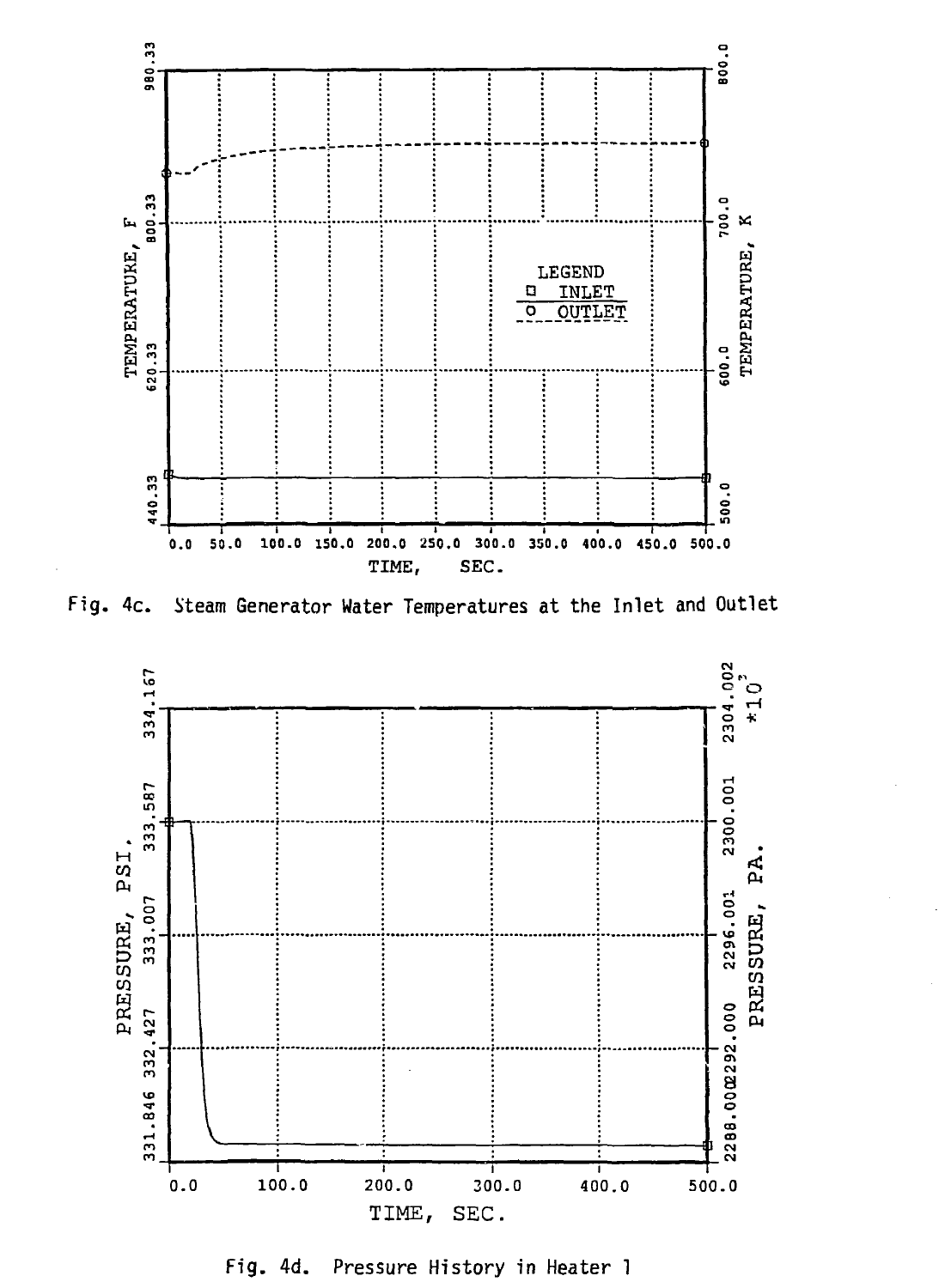TEMPERATURE, F

980.33
800.33
620.33
440.33

TEMPERATURE, K

800.0
700.0
600.0
500.0

LEGEND
□ INLET
O OUTLET

0.0 50.0 100.0 150.0 200.0 250.0 300.0 350.0 400.0 450.0 500.0

TIME, SEC.

Fig. 4c. Steam Generator Water Temperatures at the Inlet and Outlet

PRESSURE, PSI.

334.167
333.587
333.007
332.427
331.846

PRESSURE, PA.

2304.002
2300.001
2296.001
2292.000
2288.000

$*10^3$

0.0 100.0 200.0 300.0 400.0 500.0

TIME, SEC.

Fig. 4d. Pressure History in Heater 1